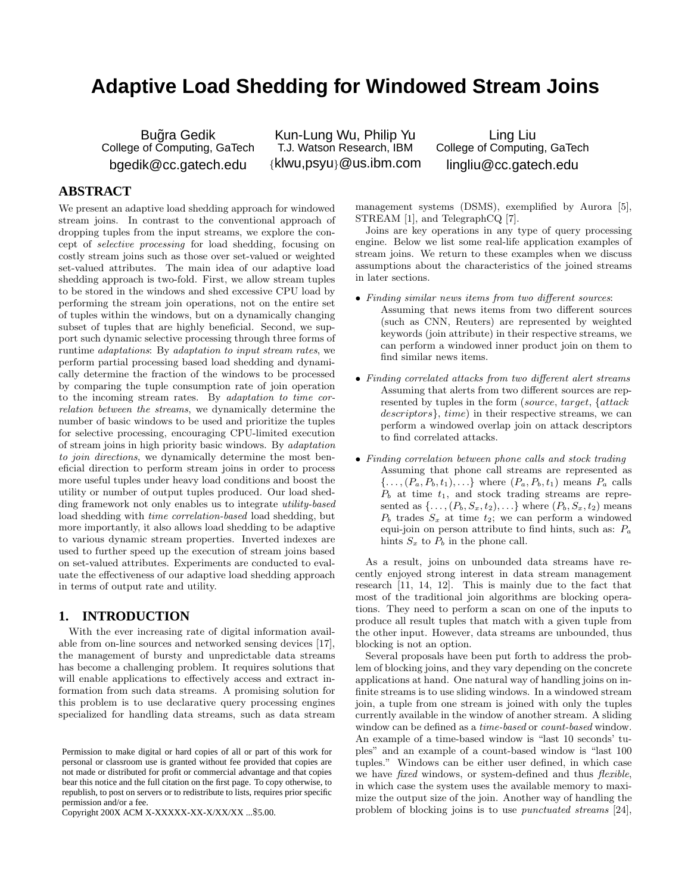# Adaptive Load Shedding for Windowed Stream Joins

Buğra Gedik
College of Computing, GaTech
bgedik@cc.gatech.edu

Kun-Lung Wu, Philip Yu
T.J. Watson Research, IBM
{klwu,psyu}@us.ibm.com

Ling Liu
College of Computing, GaTech
lingliu@cc.gatech.edu

## ABSTRACT

We present an adaptive load shedding approach for windowed stream joins. In contrast to the conventional approach of dropping tuples from the input streams, we explore the concept of *selective processing* for load shedding, focusing on costly stream joins such as those over set-valued or weighted set-valued attributes. The main idea of our adaptive load shedding approach is two-fold. First, we allow stream tuples to be stored in the windows and shed excessive CPU load by performing the stream join operations, not on the entire set of tuples within the windows, but on a dynamically changing subset of tuples that are highly beneficial. Second, we support such dynamic selective processing through three forms of runtime *adaptations*: By *adaptation to input stream rates*, we perform partial processing based load shedding and dynamically determine the fraction of the windows to be processed by comparing the tuple consumption rate of join operation to the incoming stream rates. By *adaptation to time correlation between the streams*, we dynamically determine the number of basic windows to be used and prioritize the tuples for selective processing, encouraging CPU-limited execution of stream joins in high priority basic windows. By *adaptation to join directions*, we dynamically determine the most beneficial direction to perform stream joins in order to process more useful tuples under heavy load conditions and boost the utility or number of output tuples produced. Our load shedding framework not only enables us to integrate *utility-based* load shedding with *time correlation-based* load shedding, but more importantly, it also allows load shedding to be adaptive to various dynamic stream properties. Inverted indexes are used to further speed up the execution of stream joins based on set-valued attributes. Experiments are conducted to evaluate the effectiveness of our adaptive load shedding approach in terms of output rate and utility.

## 1. INTRODUCTION

With the ever increasing rate of digital information available from on-line sources and networked sensing devices [17], the management of bursty and unpredictable data streams has become a challenging problem. It requires solutions that will enable applications to effectively access and extract information from such data streams. A promising solution for this problem is to use declarative query processing engines specialized for handling data streams, such as data stream management systems (DSMS), exemplified by Aurora [5], STREAM [1], and TelegraphCQ [7].

Joins are key operations in any type of query processing engine. Below we list some real-life application examples of stream joins. We return to these examples when we discuss assumptions about the characteristics of the joined streams in later sections.

- *Finding similar news items from two different sources*: Assuming that news items from two different sources (such as CNN, Reuters) are represented by weighted keywords (join attribute) in their respective streams, we can perform a windowed inner product join on them to find similar news items.

- *Finding correlated attacks from two different alert streams* Assuming that alerts from two different sources are represented by tuples in the form (*source*, *target*, {*attack descriptors*}, *time*) in their respective streams, we can perform a windowed overlap join on attack descriptors to find correlated attacks.

- *Finding correlation between phone calls and stock trading* Assuming that phone call streams are represented as $\{\ldots, (P_a, P_b, t_1), \ldots\}$ where $(P_a, P_b, t_1)$ means $P_a$ calls $P_b$ at time $t_1$, and stock trading streams are represented as $\{\ldots, (P_b, S_x, t_2), \ldots\}$ where $(P_b, S_x, t_2)$ means $P_b$ trades $S_x$ at time $t_2$; we can perform a windowed equi-join on person attribute to find hints, such as: $P_a$ hints $S_x$ to $P_b$ in the phone call.

As a result, joins on unbounded data streams have recently enjoyed strong interest in data stream management research [11, 14, 12]. This is mainly due to the fact that most of the traditional join algorithms are blocking operations. They need to perform a scan on one of the inputs to produce all result tuples that match with a given tuple from the other input. However, data streams are unbounded, thus blocking is not an option.

Several proposals have been put forth to address the problem of blocking joins, and they vary depending on the concrete applications at hand. One natural way of handling joins on infinite streams is to use sliding windows. In a windowed stream join, a tuple from one stream is joined with only the tuples currently available in the window of another stream. A sliding window can be defined as a *time-based* or *count-based* window. An example of a time-based window is "last 10 seconds' tuples" and an example of a count-based window is "last 100 tuples." Windows can be either user defined, in which case we have *fixed* windows, or system-defined and thus *flexible*, in which case the system uses the available memory to maximize the output size of the join. Another way of handling the problem of blocking joins is to use *punctuated streams* [24],

Permission to make digital or hard copies of all or part of this work for personal or classroom use is granted without fee provided that copies are not made or distributed for profit or commercial advantage and that copies bear this notice and the full citation on the first page. To copy otherwise, to republish, to post on servers or to redistribute to lists, requires prior specific permission and/or a fee.
Copyright 200X ACM X-XXXXX-XX-X/XX/XX ...$5.00.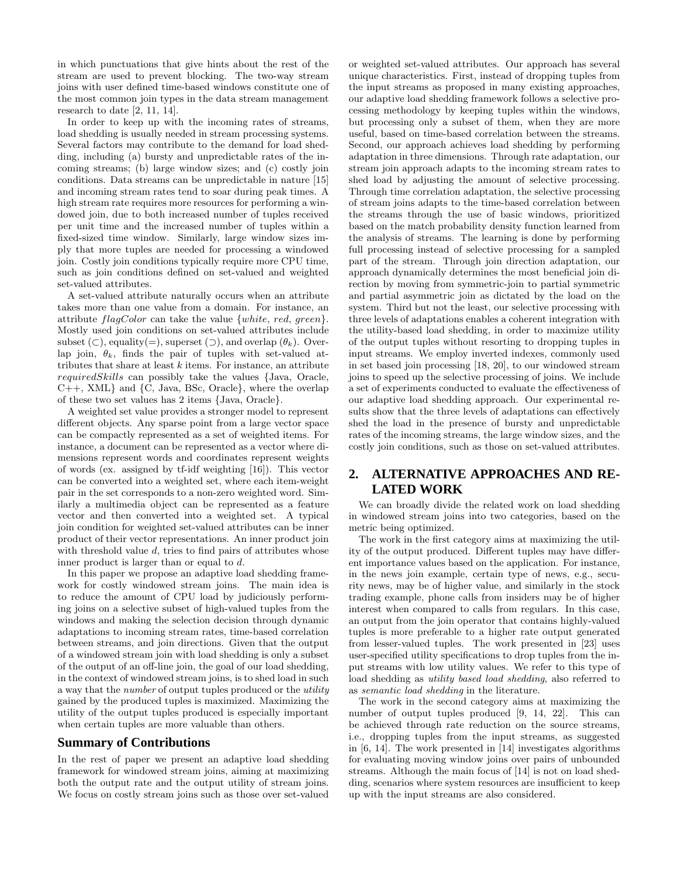in which punctuations that give hints about the rest of the stream are used to prevent blocking. The two-way stream joins with user defined time-based windows constitute one of the most common join types in the data stream management research to date [2, 11, 14].

In order to keep up with the incoming rates of streams, load shedding is usually needed in stream processing systems. Several factors may contribute to the demand for load shedding, including (a) bursty and unpredictable rates of the incoming streams; (b) large window sizes; and (c) costly join conditions. Data streams can be unpredictable in nature [15] and incoming stream rates tend to soar during peak times. A high stream rate requires more resources for performing a windowed join, due to both increased number of tuples received per unit time and the increased number of tuples within a fixed-sized time window. Similarly, large window sizes imply that more tuples are needed for processing a windowed join. Costly join conditions typically require more CPU time, such as join conditions defined on set-valued and weighted set-valued attributes.

A set-valued attribute naturally occurs when an attribute takes more than one value from a domain. For instance, an attribute *flagColor* can take the value {*white*, *red*, *green*}. Mostly used join conditions on set-valued attributes include subset ($\subset$), equality($=$), superset ($\supset$), and overlap ($\theta_k$). Overlap join, $\theta_k$, finds the pair of tuples with set-valued attributes that share at least $k$ items. For instance, an attribute *requiredSkills* can possibly take the values {Java, Oracle, C++, XML} and {C, Java, BSc, Oracle}, where the overlap of these two set values has 2 items {Java, Oracle}.

A weighted set value provides a stronger model to represent different objects. Any sparse point from a large vector space can be compactly represented as a set of weighted items. For instance, a document can be represented as a vector where dimensions represent words and coordinates represent weights of words (ex. assigned by tf-idf weighting [16]). This vector can be converted into a weighted set, where each item-weight pair in the set corresponds to a non-zero weighted word. Similarly a multimedia object can be represented as a feature vector and then converted into a weighted set. A typical join condition for weighted set-valued attributes can be inner product of their vector representations. An inner product join with threshold value $d$, tries to find pairs of attributes whose inner product is larger than or equal to $d$.

In this paper we propose an adaptive load shedding framework for costly windowed stream joins. The main idea is to reduce the amount of CPU load by judiciously performing joins on a selective subset of high-valued tuples from the windows and making the selection decision through dynamic adaptations to incoming stream rates, time-based correlation between streams, and join directions. Given that the output of a windowed stream join with load shedding is only a subset of the output of an off-line join, the goal of our load shedding, in the context of windowed stream joins, is to shed load in such a way that the *number* of output tuples produced or the *utility* gained by the produced tuples is maximized. Maximizing the utility of the output tuples produced is especially important when certain tuples are more valuable than others.

### Summary of Contributions

In the rest of paper we present an adaptive load shedding framework for windowed stream joins, aiming at maximizing both the output rate and the output utility of stream joins. We focus on costly stream joins such as those over set-valued or weighted set-valued attributes. Our approach has several unique characteristics. First, instead of dropping tuples from the input streams as proposed in many existing approaches, our adaptive load shedding framework follows a selective processing methodology by keeping tuples within the windows, but processing only a subset of them, when they are more useful, based on time-based correlation between the streams. Second, our approach achieves load shedding by performing adaptation in three dimensions. Through rate adaptation, our stream join approach adapts to the incoming stream rates to shed load by adjusting the amount of selective processing. Through time correlation adaptation, the selective processing of stream joins adapts to the time-based correlation between the streams through the use of basic windows, prioritized based on the match probability density function learned from the analysis of streams. The learning is done by performing full processing instead of selective processing for a sampled part of the stream. Through join direction adaptation, our approach dynamically determines the most beneficial join direction by moving from symmetric-join to partial symmetric and partial asymmetric join as dictated by the load on the system. Third but not the least, our selective processing with three levels of adaptations enables a coherent integration with the utility-based load shedding, in order to maximize utility of the output tuples without resorting to dropping tuples in input streams. We employ inverted indexes, commonly used in set based join processing [18, 20], to our windowed stream joins to speed up the selective processing of joins. We include a set of experiments conducted to evaluate the effectiveness of our adaptive load shedding approach. Our experimental results show that the three levels of adaptations can effectively shed the load in the presence of bursty and unpredictable rates of the incoming streams, the large window sizes, and the costly join conditions, such as those on set-valued attributes.

## 2. ALTERNATIVE APPROACHES AND RELATED WORK

We can broadly divide the related work on load shedding in windowed stream joins into two categories, based on the metric being optimized.

The work in the first category aims at maximizing the utility of the output produced. Different tuples may have different importance values based on the application. For instance, in the news join example, certain type of news, e.g., security news, may be of higher value, and similarly in the stock trading example, phone calls from insiders may be of higher interest when compared to calls from regulars. In this case, an output from the join operator that contains highly-valued tuples is more preferable to a higher rate output generated from lesser-valued tuples. The work presented in [23] uses user-specified utility specifications to drop tuples from the input streams with low utility values. We refer to this type of load shedding as *utility based load shedding*, also referred to as *semantic load shedding* in the literature.

The work in the second category aims at maximizing the number of output tuples produced [9, 14, 22]. This can be achieved through rate reduction on the source streams, i.e., dropping tuples from the input streams, as suggested in [6, 14]. The work presented in [14] investigates algorithms for evaluating moving window joins over pairs of unbounded streams. Although the main focus of [14] is not on load shedding, scenarios where system resources are insufficient to keep up with the input streams are also considered.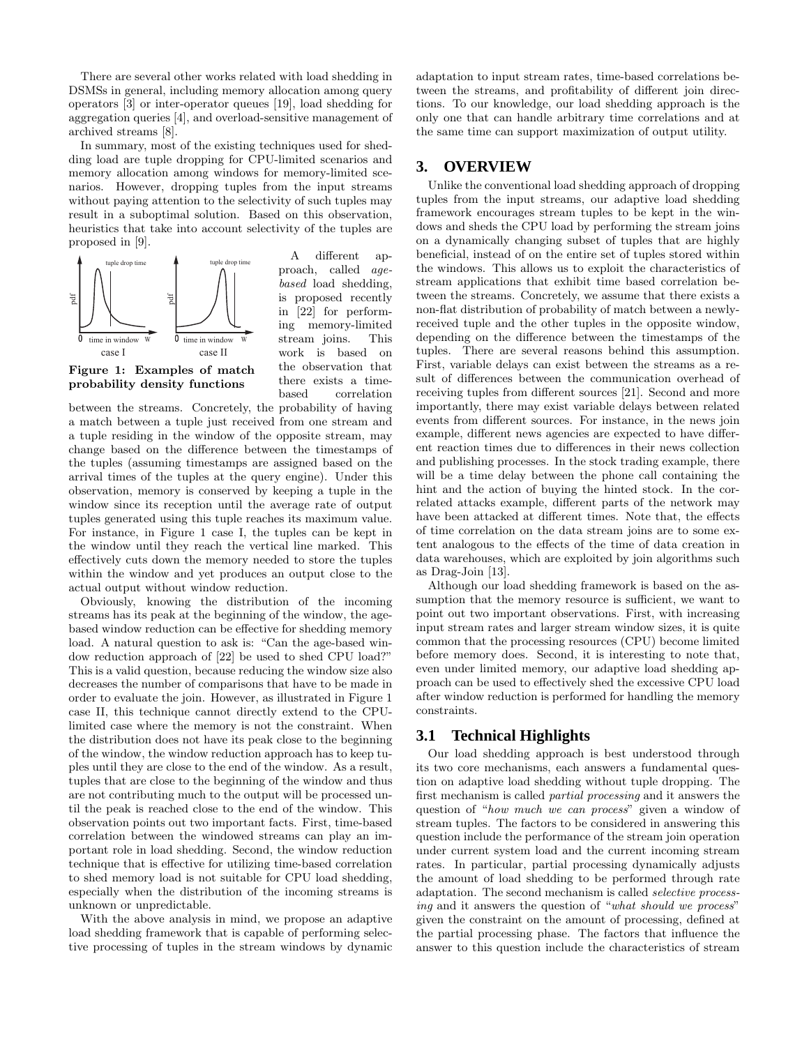There are several other works related with load shedding in DSMSs in general, including memory allocation among query operators [3] or inter-operator queues [19], load shedding for aggregation queries [4], and overload-sensitive management of archived streams [8].

In summary, most of the existing techniques used for shedding load are tuple dropping for CPU-limited scenarios and memory allocation among windows for memory-limited scenarios. However, dropping tuples from the input streams without paying attention to the selectivity of such tuples may result in a suboptimal solution. Based on this observation, heuristics that take into account selectivity of the tuples are proposed in [9].

Figure 1: Examples of match probability density functions

A different approach, called *age-based* load shedding, is proposed recently in [22] for performing memory-limited stream joins. This work is based on the observation that there exists a time-based correlation between the streams. Concretely, the probability of having a match between a tuple just received from one stream and a tuple residing in the window of the opposite stream, may change based on the difference between the timestamps of the tuples (assuming timestamps are assigned based on the arrival times of the tuples at the query engine). Under this observation, memory is conserved by keeping a tuple in the window since its reception until the average rate of output tuples generated using this tuple reaches its maximum value. For instance, in Figure 1 case I, the tuples can be kept in the window until they reach the vertical line marked. This effectively cuts down the memory needed to store the tuples within the window and yet produces an output close to the actual output without window reduction.

Obviously, knowing the distribution of the incoming streams has its peak at the beginning of the window, the age-based window reduction can be effective for shedding memory load. A natural question to ask is: "Can the age-based window reduction approach of [22] be used to shed CPU load?" This is a valid question, because reducing the window size also decreases the number of comparisons that have to be made in order to evaluate the join. However, as illustrated in Figure 1 case II, this technique cannot directly extend to the CPU-limited case where the memory is not the constraint. When the distribution does not have its peak close to the beginning of the window, the window reduction approach has to keep tuples until they are close to the end of the window. As a result, tuples that are close to the beginning of the window and thus are not contributing much to the output will be processed until the peak is reached close to the end of the window. This observation points out two important facts. First, time-based correlation between the windowed streams can play an important role in load shedding. Second, the window reduction technique that is effective for utilizing time-based correlation to shed memory load is not suitable for CPU load shedding, especially when the distribution of the incoming streams is unknown or unpredictable.

With the above analysis in mind, we propose an adaptive load shedding framework that is capable of performing selective processing of tuples in the stream windows by dynamic adaptation to input stream rates, time-based correlations between the streams, and profitability of different join directions. To our knowledge, our load shedding approach is the only one that can handle arbitrary time correlations and at the same time can support maximization of output utility.

## 3. OVERVIEW

Unlike the conventional load shedding approach of dropping tuples from the input streams, our adaptive load shedding framework encourages stream tuples to be kept in the windows and sheds the CPU load by performing the stream joins on a dynamically changing subset of tuples that are highly beneficial, instead of on the entire set of tuples stored within the windows. This allows us to exploit the characteristics of stream applications that exhibit time based correlation between the streams. Concretely, we assume that there exists a non-flat distribution of probability of match between a newly-received tuple and the other tuples in the opposite window, depending on the difference between the timestamps of the tuples. There are several reasons behind this assumption. First, variable delays can exist between the streams as a result of differences between the communication overhead of receiving tuples from different sources [21]. Second and more importantly, there may exist variable delays between related events from different sources. For instance, in the news join example, different news agencies are expected to have different reaction times due to differences in their news collection and publishing processes. In the stock trading example, there will be a time delay between the phone call containing the hint and the action of buying the hinted stock. In the correlated attacks example, different parts of the network may have been attacked at different times. Note that, the effects of time correlation on the data stream joins are to some extent analogous to the effects of the time of data creation in data warehouses, which are exploited by join algorithms such as Drag-Join [13].

Although our load shedding framework is based on the assumption that the memory resource is sufficient, we want to point out two important observations. First, with increasing input stream rates and larger stream window sizes, it is quite common that the processing resources (CPU) become limited before memory does. Second, it is interesting to note that, even under limited memory, our adaptive load shedding approach can be used to effectively shed the excessive CPU load after window reduction is performed for handling the memory constraints.

### 3.1 Technical Highlights

Our load shedding approach is best understood through its two core mechanisms, each answers a fundamental question on adaptive load shedding without tuple dropping. The first mechanism is called *partial processing* and it answers the question of "*how much we can process*" given a window of stream tuples. The factors to be considered in answering this question include the performance of the stream join operation under current system load and the current incoming stream rates. In particular, partial processing dynamically adjusts the amount of load shedding to be performed through rate adaptation. The second mechanism is called *selective processing* and it answers the question of "*what should we process*" given the constraint on the amount of processing, defined at the partial processing phase. The factors that influence the answer to this question include the characteristics of stream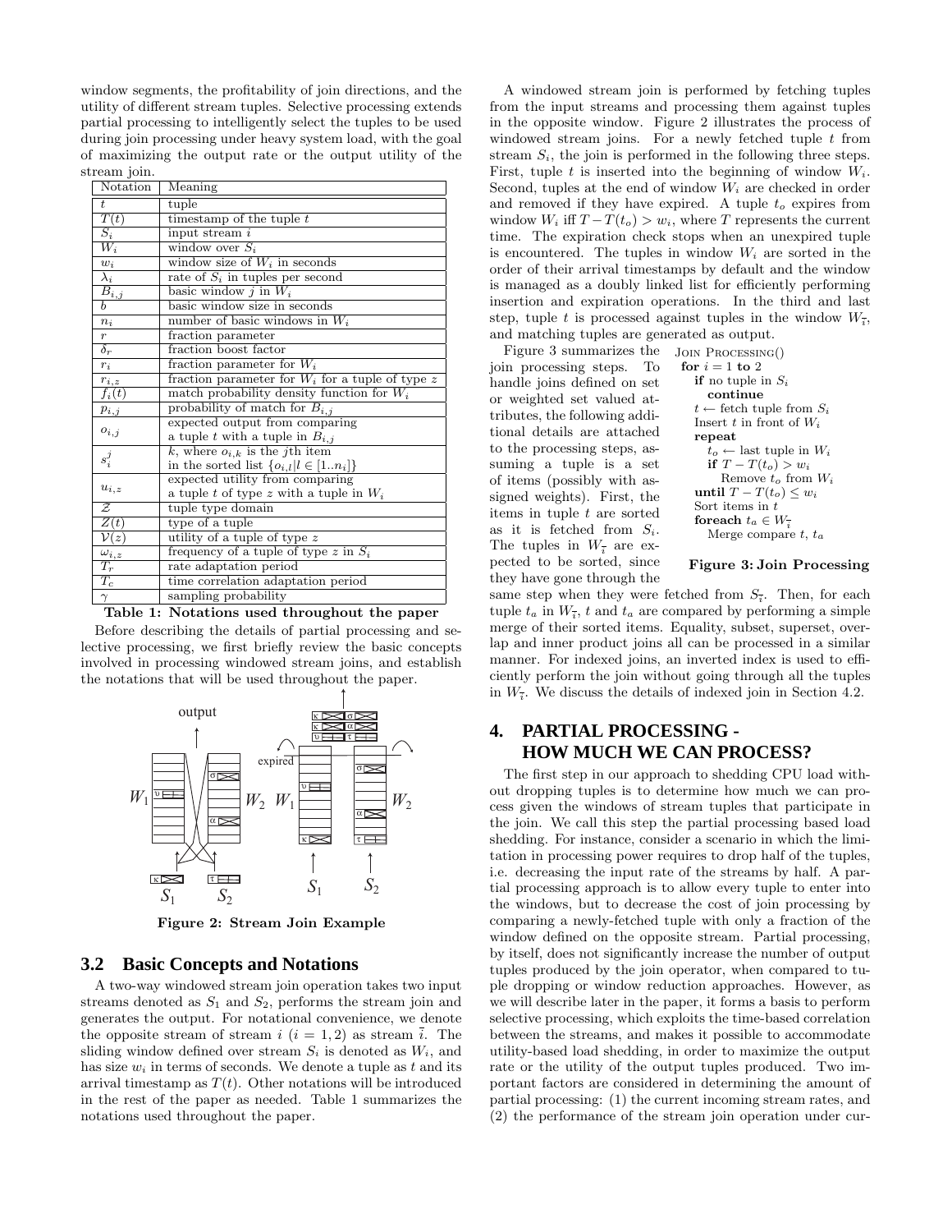window segments, the profitability of join directions, and the utility of different stream tuples. Selective processing extends partial processing to intelligently select the tuples to be used during join processing under heavy system load, with the goal of maximizing the output rate or the output utility of the stream join.

| Notation | Meaning |
|---|---|
| $t$ | tuple |
| $T(t)$ | timestamp of the tuple $t$ |
| $S_i$ | input stream $i$ |
| $W_i$ | window over $S_i$ |
| $w_i$ | window size of $W_i$ in seconds |
| $\lambda_i$ | rate of $S_i$ in tuples per second |
| $B_{i,j}$ | basic window $j$ in $W_i$ |
| $b$ | basic window size in seconds |
| $n_i$ | number of basic windows in $W_i$ |
| $r$ | fraction parameter |
| $\delta_r$ | fraction boost factor |
| $r_i$ | fraction parameter for $W_i$ |
| $r_{i,z}$ | fraction parameter for $W_i$ for a tuple of type $z$ |
| $f_i(t)$ | match probability density function for $W_i$ |
| $p_{i,j}$ | probability of match for $B_{i,j}$ |
| $o_{i,j}$ | expected output from comparing a tuple $t$ with a tuple in $B_{i,j}$ |
| $s_i^j$ | $k$, where $o_{i,k}$ is the $j$th item in the sorted list $\{o_{i,l} \mid l \in [1..n_i]\}$ |
| $u_{i,z}$ | expected utility from comparing a tuple $t$ of type $z$ with a tuple in $W_i$ |
| $\mathcal{Z}$ | tuple type domain |
| $Z(t)$ | type of a tuple |
| $\mathcal{V}(z)$ | utility of a tuple of type $z$ |
| $\omega_{i,z}$ | frequency of a tuple of type $z$ in $S_i$ |
| $T_r$ | rate adaptation period |
| $T_c$ | time correlation adaptation period |
| $\gamma$ | sampling probability |

**Table 1: Notations used throughout the paper**

Before describing the details of partial processing and selective processing, we first briefly review the basic concepts involved in processing windowed stream joins, and establish the notations that will be used throughout the paper.

**Figure 2: Stream Join Example**

## 3.2 Basic Concepts and Notations

A two-way windowed stream join operation takes two input streams denoted as $S_1$ and $S_2$, performs the stream join and generates the output. For notational convenience, we denote the opposite stream of stream $i$ ($i = 1, 2$) as stream $\bar{i}$. The sliding window defined over stream $S_i$ is denoted as $W_i$, and has size $w_i$ in terms of seconds. We denote a tuple as $t$ and its arrival timestamp as $T(t)$. Other notations will be introduced in the rest of the paper as needed. Table 1 summarizes the notations used throughout the paper.

A windowed stream join is performed by fetching tuples from the input streams and processing them against tuples in the opposite window. Figure 2 illustrates the process of windowed stream joins. For a newly fetched tuple $t$ from stream $S_i$, the join is performed in the following three steps. First, tuple $t$ is inserted into the beginning of window $W_i$. Second, tuples at the end of window $W_i$ are checked in order and removed if they have expired. A tuple $t_o$ expires from window $W_i$ iff $T - T(t_o) > w_i$, where $T$ represents the current time. The expiration check stops when an unexpired tuple is encountered. The tuples in window $W_i$ are sorted in the order of their arrival timestamps by default and the window is managed as a doubly linked list for efficiently performing insertion and expiration operations. In the third and last step, tuple $t$ is processed against tuples in the window $W_{\bar{i}}$, and matching tuples are generated as output.

Figure 3 summarizes the join processing steps. To handle joins defined on set or weighted set valued attributes, the following additional details are attached to the processing steps, assuming a tuple is a set of items (possibly with assigned weights). First, the items in tuple $t$ are sorted as it is fetched from $S_i$. The tuples in $W_{\bar{i}}$ are expected to be sorted, since they have gone through the same step when they were fetched from $S_{\bar{i}}$. Then, for each tuple $t_a$ in $W_{\bar{i}}$, $t$ and $t_a$ are compared by performing a simple merge of their sorted items. Equality, subset, superset, overlap and inner product joins all can be processed in a similar manner. For indexed joins, an inverted index is used to efficiently perform the join without going through all the tuples in $W_{\bar{i}}$. We discuss the details of indexed join in Section 4.2.

```
JOIN PROCESSING()
for i = 1 to 2
   if no tuple in S_i
      continue
   t ← fetch tuple from S_i
   Insert t in front of W_i
   repeat
      t_o ← last tuple in W_i
      if T − T(t_o) > w_i
         Remove t_o from W_i
   until T − T(t_o) ≤ w_i
   Sort items in t
   foreach t_a ∈ W_ī
      Merge compare t, t_a
```

**Figure 3: Join Processing**

# 4. PARTIAL PROCESSING - HOW MUCH WE CAN PROCESS?

The first step in our approach to shedding CPU load without dropping tuples is to determine how much we can process given the windows of stream tuples that participate in the join. We call this step the partial processing based load shedding. For instance, consider a scenario in which the limitation in processing power requires to drop half of the tuples, i.e. decreasing the input rate of the streams by half. A partial processing approach is to allow every tuple to enter into the windows, but to decrease the cost of join processing by comparing a newly-fetched tuple with only a fraction of the window defined on the opposite stream. Partial processing, by itself, does not significantly increase the number of output tuples produced by the join operator, when compared to tuple dropping or window reduction approaches. However, as we will describe later in the paper, it forms a basis to perform selective processing, which exploits the time-based correlation between the streams, and makes it possible to accommodate utility-based load shedding, in order to maximize the output rate or the utility of the output tuples produced. Two important factors are considered in determining the amount of partial processing: (1) the current incoming stream rates, and (2) the performance of the stream join operation under cur-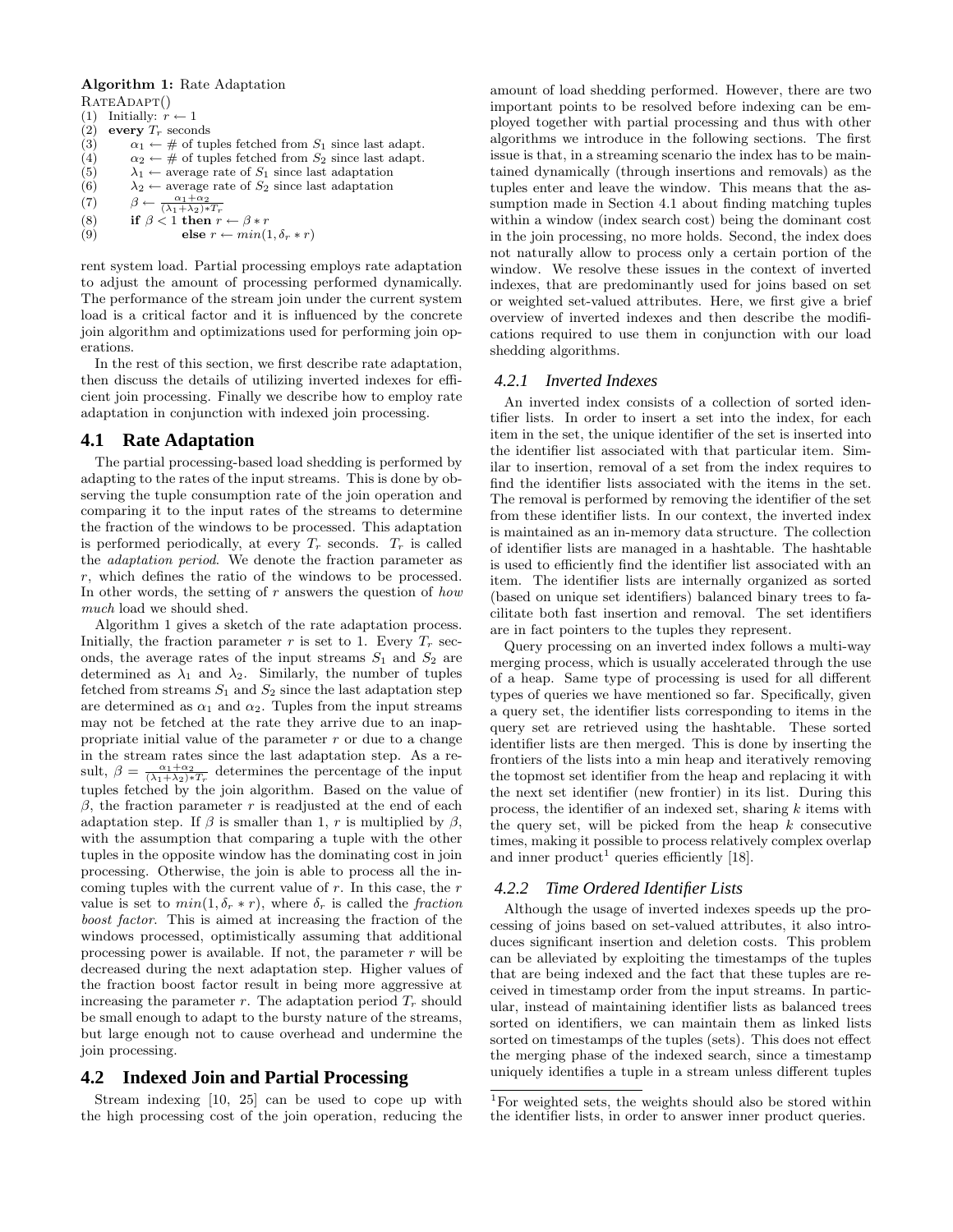**Algorithm 1:** Rate Adaptation

```
RateAdapt()
(1)  Initially: r ← 1
(2)  every T_r seconds
(3)      α_1 ← # of tuples fetched from S_1 since last adapt.
(4)      α_2 ← # of tuples fetched from S_2 since last adapt.
(5)      λ_1 ← average rate of S_1 since last adaptation
(6)      λ_2 ← average rate of S_2 since last adaptation
(7)      β ← (α_1+α_2) / ((λ_1+λ_2)*T_r)
(8)      if β < 1 then r ← β * r
(9)          else r ← min(1, δ_r * r)
```

rent system load. Partial processing employs rate adaptation to adjust the amount of processing performed dynamically. The performance of the stream join under the current system load is a critical factor and it is influenced by the concrete join algorithm and optimizations used for performing join operations.

In the rest of this section, we first describe rate adaptation, then discuss the details of utilizing inverted indexes for efficient join processing. Finally we describe how to employ rate adaptation in conjunction with indexed join processing.

## 4.1 Rate Adaptation

The partial processing-based load shedding is performed by adapting to the rates of the input streams. This is done by observing the tuple consumption rate of the join operation and comparing it to the input rates of the streams to determine the fraction of the windows to be processed. This adaptation is performed periodically, at every $T_r$ seconds. $T_r$ is called the *adaptation period*. We denote the fraction parameter as $r$, which defines the ratio of the windows to be processed. In other words, the setting of $r$ answers the question of *how much* load we should shed.

Algorithm 1 gives a sketch of the rate adaptation process. Initially, the fraction parameter $r$ is set to 1. Every $T_r$ seconds, the average rates of the input streams $S_1$ and $S_2$ are determined as $\lambda_1$ and $\lambda_2$. Similarly, the number of tuples fetched from streams $S_1$ and $S_2$ since the last adaptation step are determined as $\alpha_1$ and $\alpha_2$. Tuples from the input streams may not be fetched at the rate they arrive due to an inappropriate initial value of the parameter $r$ or due to a change in the stream rates since the last adaptation step. As a result, $\beta = \frac{\alpha_1+\alpha_2}{(\lambda_1+\lambda_2)*T_r}$ determines the percentage of the input tuples fetched by the join algorithm. Based on the value of $\beta$, the fraction parameter $r$ is readjusted at the end of each adaptation step. If $\beta$ is smaller than 1, $r$ is multiplied by $\beta$, with the assumption that comparing a tuple with the other tuples in the opposite window has the dominating cost in join processing. Otherwise, the join is able to process all the incoming tuples with the current value of $r$. In this case, the $r$ value is set to $min(1, \delta_r * r)$, where $\delta_r$ is called the *fraction boost factor*. This is aimed at increasing the fraction of the windows processed, optimistically assuming that additional processing power is available. If not, the parameter $r$ will be decreased during the next adaptation step. Higher values of the fraction boost factor result in being more aggressive at increasing the parameter $r$. The adaptation period $T_r$ should be small enough to adapt to the bursty nature of the streams, but large enough not to cause overhead and undermine the join processing.

## 4.2 Indexed Join and Partial Processing

Stream indexing [10, 25] can be used to cope up with the high processing cost of the join operation, reducing the amount of load shedding performed. However, there are two important points to be resolved before indexing can be employed together with partial processing and thus with other algorithms we introduce in the following sections. The first issue is that, in a streaming scenario the index has to be maintained dynamically (through insertions and removals) as the tuples enter and leave the window. This means that the assumption made in Section 4.1 about finding matching tuples within a window (index search cost) being the dominant cost in the join processing, no more holds. Second, the index does not naturally allow to process only a certain portion of the window. We resolve these issues in the context of inverted indexes, that are predominantly used for joins based on set or weighted set-valued attributes. Here, we first give a brief overview of inverted indexes and then describe the modifications required to use them in conjunction with our load shedding algorithms.

### 4.2.1 Inverted Indexes

An inverted index consists of a collection of sorted identifier lists. In order to insert a set into the index, for each item in the set, the unique identifier of the set is inserted into the identifier list associated with that particular item. Similar to insertion, removal of a set from the index requires to find the identifier lists associated with the items in the set. The removal is performed by removing the identifier of the set from these identifier lists. In our context, the inverted index is maintained as an in-memory data structure. The collection of identifier lists are managed in a hashtable. The hashtable is used to efficiently find the identifier list associated with an item. The identifier lists are internally organized as sorted (based on unique set identifiers) balanced binary trees to facilitate both fast insertion and removal. The set identifiers are in fact pointers to the tuples they represent.

Query processing on an inverted index follows a multi-way merging process, which is usually accelerated through the use of a heap. Same type of processing is used for all different types of queries we have mentioned so far. Specifically, given a query set, the identifier lists corresponding to items in the query set are retrieved using the hashtable. These sorted identifier lists are then merged. This is done by inserting the frontiers of the lists into a min heap and iteratively removing the topmost set identifier from the heap and replacing it with the next set identifier (new frontier) in its list. During this process, the identifier of an indexed set, sharing $k$ items with the query set, will be picked from the heap $k$ consecutive times, making it possible to process relatively complex overlap and inner product[1] queries efficiently [18].

### 4.2.2 Time Ordered Identifier Lists

Although the usage of inverted indexes speeds up the processing of joins based on set-valued attributes, it also introduces significant insertion and deletion costs. This problem can be alleviated by exploiting the timestamps of the tuples that are being indexed and the fact that these tuples are received in timestamp order from the input streams. In particular, instead of maintaining identifier lists as balanced trees sorted on identifiers, we can maintain them as linked lists sorted on timestamps of the tuples (sets). This does not effect the merging phase of the indexed search, since a timestamp uniquely identifies a tuple in a stream unless different tuples

[1] For weighted sets, the weights should also be stored within the identifier lists, in order to answer inner product queries.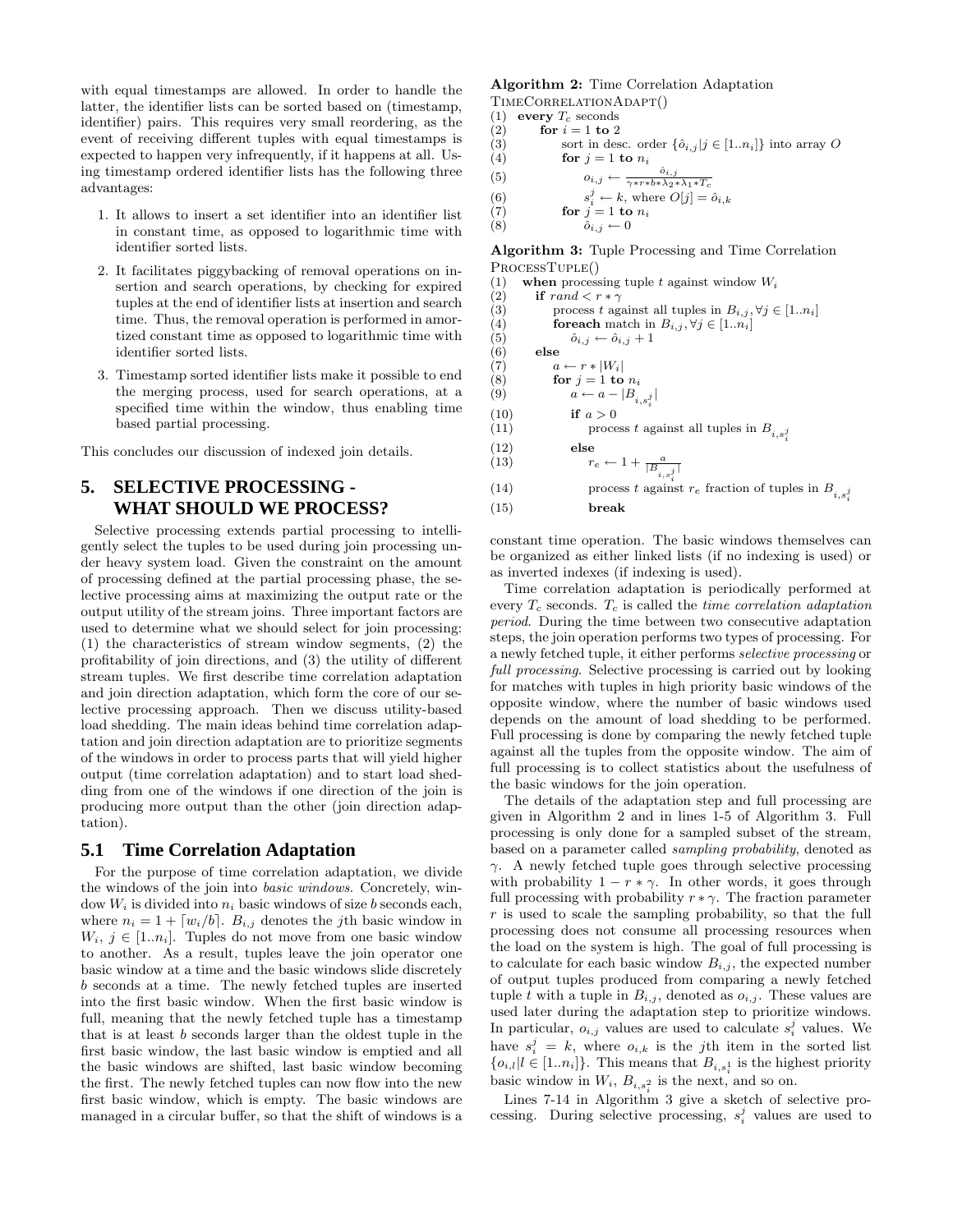with equal timestamps are allowed. In order to handle the latter, the identifier lists can be sorted based on (timestamp, identifier) pairs. This requires very small reordering, as the event of receiving different tuples with equal timestamps is expected to happen very infrequently, if it happens at all. Using timestamp ordered identifier lists has the following three advantages:

1. It allows to insert a set identifier into an identifier list in constant time, as opposed to logarithmic time with identifier sorted lists.
2. It facilitates piggybacking of removal operations on insertion and search operations, by checking for expired tuples at the end of identifier lists at insertion and search time. Thus, the removal operation is performed in amortized constant time as opposed to logarithmic time with identifier sorted lists.
3. Timestamp sorted identifier lists make it possible to end the merging process, used for search operations, at a specified time within the window, thus enabling time based partial processing.

This concludes our discussion of indexed join details.

## 5. SELECTIVE PROCESSING - WHAT SHOULD WE PROCESS?

Selective processing extends partial processing to intelligently select the tuples to be used during join processing under heavy system load. Given the constraint on the amount of processing defined at the partial processing phase, the selective processing aims at maximizing the output rate or the output utility of the stream joins. Three important factors are used to determine what we should select for join processing: (1) the characteristics of stream window segments, (2) the profitability of join directions, and (3) the utility of different stream tuples. We first describe time correlation adaptation and join direction adaptation, which form the core of our selective processing approach. Then we discuss utility-based load shedding. The main ideas behind time correlation adaptation and join direction adaptation are to prioritize segments of the windows in order to process parts that will yield higher output (time correlation adaptation) and to start load shedding from one of the windows if one direction of the join is producing more output than the other (join direction adaptation).

### 5.1 Time Correlation Adaptation

For the purpose of time correlation adaptation, we divide the windows of the join into *basic windows*. Concretely, window $W_i$ is divided into $n_i$ basic windows of size $b$ seconds each, where $n_i = 1 + \lceil w_i/b \rceil$. $B_{i,j}$ denotes the $j$th basic window in $W_i$, $j \in [1..n_i]$. Tuples do not move from one basic window to another. As a result, tuples leave the join operator one basic window at a time and the basic windows slide discretely $b$ seconds at a time. The newly fetched tuples are inserted into the first basic window. When the first basic window is full, meaning that the newly fetched tuple has a timestamp that is at least $b$ seconds larger than the oldest tuple in the first basic window, the last basic window is emptied and all the basic windows are shifted, last basic window becoming the first. The newly fetched tuples can now flow into the new first basic window, which is empty. The basic windows are managed in a circular buffer, so that the shift of windows is a constant time operation. The basic windows themselves can be organized as either linked lists (if no indexing is used) or as inverted indexes (if indexing is used).

**Algorithm 2:** Time Correlation Adaptation

```
TimeCorrelationAdapt()
(1)  every T_c seconds
(2)      for i = 1 to 2
(3)          sort in desc. order {ô_{i,j} | j ∈ [1..n_i]} into array O
(4)          for j = 1 to n_i
(5)              o_{i,j} ← ô_{i,j} / (γ*r*b*λ_2*λ_1*T_c)
(6)              s_i^j ← k, where O[j] = ô_{i,k}
(7)          for j = 1 to n_i
(8)              ô_{i,j} ← 0
```

**Algorithm 3:** Tuple Processing and Time Correlation

```
ProcessTuple()
(1)  when processing tuple t against window W_i
(2)      if rand < r * γ
(3)          process t against all tuples in B_{i,j}, ∀j ∈ [1..n_i]
(4)          foreach match in B_{i,j}, ∀j ∈ [1..n_i]
(5)              ô_{i,j} ← ô_{i,j} + 1
(6)      else
(7)          a ← r * |W_i|
(8)          for j = 1 to n_i
(9)              a ← a − |B_{i,s_i^j}|
(10)             if a > 0
(11)                 process t against all tuples in B_{i,s_i^j}
(12)             else
(13)                 r_e ← 1 + a / |B_{i,s_i^j}|
(14)                 process t against r_e fraction of tuples in B_{i,s_i^j}
(15)                 break
```

Time correlation adaptation is periodically performed at every $T_c$ seconds. $T_c$ is called the *time correlation adaptation period*. During the time between two consecutive adaptation steps, the join operation performs two types of processing. For a newly fetched tuple, it either performs *selective processing* or *full processing*. Selective processing is carried out by looking for matches with tuples in high priority basic windows of the opposite window, where the number of basic windows used depends on the amount of load shedding to be performed. Full processing is done by comparing the newly fetched tuple against all the tuples from the opposite window. The aim of full processing is to collect statistics about the usefulness of the basic windows for the join operation.

The details of the adaptation step and full processing are given in Algorithm 2 and in lines 1-5 of Algorithm 3. Full processing is only done for a sampled subset of the stream, based on a parameter called *sampling probability*, denoted as $\gamma$. A newly fetched tuple goes through selective processing with probability $1 - r * \gamma$. In other words, it goes through full processing with probability $r * \gamma$. The fraction parameter $r$ is used to scale the sampling probability, so that the full processing does not consume all processing resources when the load on the system is high. The goal of full processing is to calculate for each basic window $B_{i,j}$, the expected number of output tuples produced from comparing a newly fetched tuple $t$ with a tuple in $B_{i,j}$, denoted as $o_{i,j}$. These values are used later during the adaptation step to prioritize windows. In particular, $o_{i,j}$ values are used to calculate $s_i^j$ values. We have $s_i^j = k$, where $o_{i,k}$ is the $j$th item in the sorted list $\{o_{i,l} | l \in [1..n_i]\}$. This means that $B_{i,s_i^1}$ is the highest priority basic window in $W_i$, $B_{i,s_i^2}$ is the next, and so on.

Lines 7-14 in Algorithm 3 give a sketch of selective processing. During selective processing, $s_i^j$ values are used to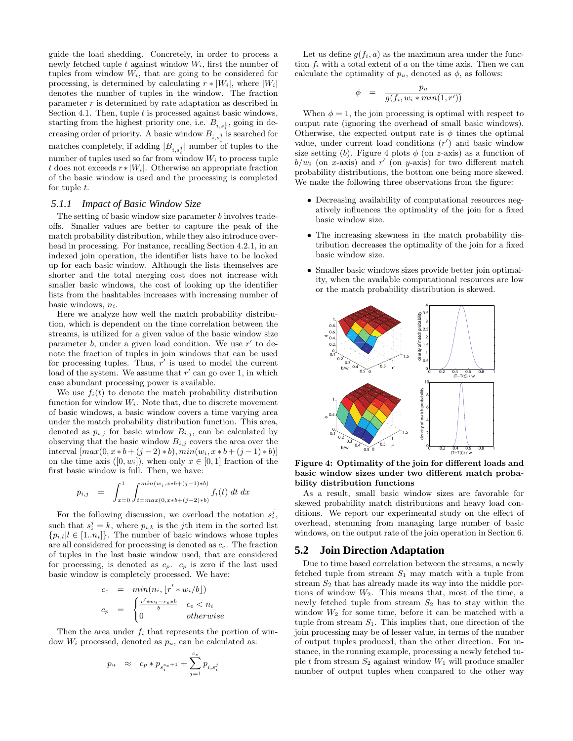guide the load shedding. Concretely, in order to process a newly fetched tuple $t$ against window $W_i$, first the number of tuples from window $W_i$, that are going to be considered for processing, is determined by calculating $r * |W_i|$, where $|W_i|$ denotes the number of tuples in the window. The fraction parameter $r$ is determined by rate adaptation as described in Section 4.1. Then, tuple $t$ is processed against basic windows, starting from the highest priority one, i.e. $B_{i,s_i^1}$, going in decreasing order of priority. A basic window $B_{i,s_i^j}$ is searched for matches completely, if adding $|B_{i,s_i^j}|$ number of tuples to the number of tuples used so far from window $W_i$ to process tuple $t$ does not exceeds $r * |W_i|$. Otherwise an appropriate fraction of the basic window is used and the processing is completed for tuple $t$.

### 5.1.1 Impact of Basic Window Size

The setting of basic window size parameter $b$ involves tradeoffs. Smaller values are better to capture the peak of the match probability distribution, while they also introduce overhead in processing. For instance, recalling Section 4.2.1, in an indexed join operation, the identifier lists have to be looked up for each basic window. Although the lists themselves are shorter and the total merging cost does not increase with smaller basic windows, the cost of looking up the identifier lists from the hashtables increases with increasing number of basic windows, $n_i$.

Here we analyze how well the match probability distribution, which is dependent on the time correlation between the streams, is utilized for a given value of the basic window size parameter $b$, under a given load condition. We use $r'$ to denote the fraction of tuples in join windows that can be used for processing tuples. Thus, $r'$ is used to model the current load of the system. We assume that $r'$ can go over 1, in which case abundant processing power is available.

We use $f_i(t)$ to denote the match probability distribution function for window $W_i$. Note that, due to discrete movement of basic windows, a basic window covers a time varying area under the match probability distribution function. This area, denoted as $p_{i,j}$ for basic window $B_{i,j}$, can be calculated by observing that the basic window $B_{i,j}$ covers the area over the interval $[max(0, x*b+(j-2)*b), min(w_i, x*b+(j-1)*b)]$ on the time axis ($[0, w_i]$), when only $x \in [0, 1]$ fraction of the first basic window is full. Then, we have:

$$p_{i,j} = \int_{x=0}^{1} \int_{t=max(0,x*b+(j-2)*b)}^{min(w_i,x*b+(j-1)*b)} f_i(t)\ dt\ dx$$

For the following discussion, we overload the notation $s_i^j$, such that $s_i^j = k$, where $p_{i,k}$ is the $j$th item in the sorted list $\{p_{i,l} | l \in [1..n_i]\}$. The number of basic windows whose tuples are all considered for processing is denoted as $c_e$. The fraction of tuples in the last basic window used, that are considered for processing, is denoted as $c_p$. $c_p$ is zero if the last used basic window is completely processed. We have:

$$c_e = min(n_i, \lfloor r' * w_i / b \rfloor)$$

$$c_p = \begin{cases} \frac{r' * w_i - c_e * b}{b} & c_e < n_i \\ 0 & otherwise \end{cases}$$

Then the area under $f_i$ that represents the portion of window $W_i$ processed, denoted as $p_u$, can be calculated as:

$$p_u \approx c_p * p_{s_i^{c_e+1}} + \sum_{j=1}^{c_e} p_{i,s_i^j}$$

Let us define $g(f_i, a)$ as the maximum area under the function $f_i$ with a total extent of $a$ on the time axis. Then we can calculate the optimality of $p_u$, denoted as $\phi$, as follows:

$$\phi = \frac{p_u}{g(f_i, w_i * min(1, r'))}$$

When $\phi = 1$, the join processing is optimal with respect to output rate (ignoring the overhead of small basic windows). Otherwise, the expected output rate is $\phi$ times the optimal value, under current load conditions ($r'$) and basic window size setting ($b$). Figure 4 plots $\phi$ (on $z$-axis) as a function of $b/w_i$ (on $x$-axis) and $r'$ (on $y$-axis) for two different match probability distributions, the bottom one being more skewed. We make the following three observations from the figure:

- Decreasing availability of computational resources negatively influences the optimality of the join for a fixed basic window size.
- The increasing skewness in the match probability distribution decreases the optimality of the join for a fixed basic window size.
- Smaller basic windows sizes provide better join optimality, when the available computational resources are low or the match probability distribution is skewed.

**Figure 4: Optimality of the join for different loads and basic window sizes under two different match probability distribution functions**

As a result, small basic window sizes are favorable for skewed probability match distributions and heavy load conditions. We report our experimental study on the effect of overhead, stemming from managing large number of basic windows, on the output rate of the join operation in Section 6.

## 5.2 Join Direction Adaptation

Due to time based correlation between the streams, a newly fetched tuple from stream $S_1$ may match with a tuple from stream $S_2$ that has already made its way into the middle portions of window $W_2$. This means that, most of the time, a newly fetched tuple from stream $S_2$ has to stay within the window $W_2$ for some time, before it can be matched with a tuple from stream $S_1$. This implies that, one direction of the join processing may be of lesser value, in terms of the number of output tuples produced, than the other direction. For instance, in the running example, processing a newly fetched tuple $t$ from stream $S_2$ against window $W_1$ will produce smaller number of output tuples when compared to the other way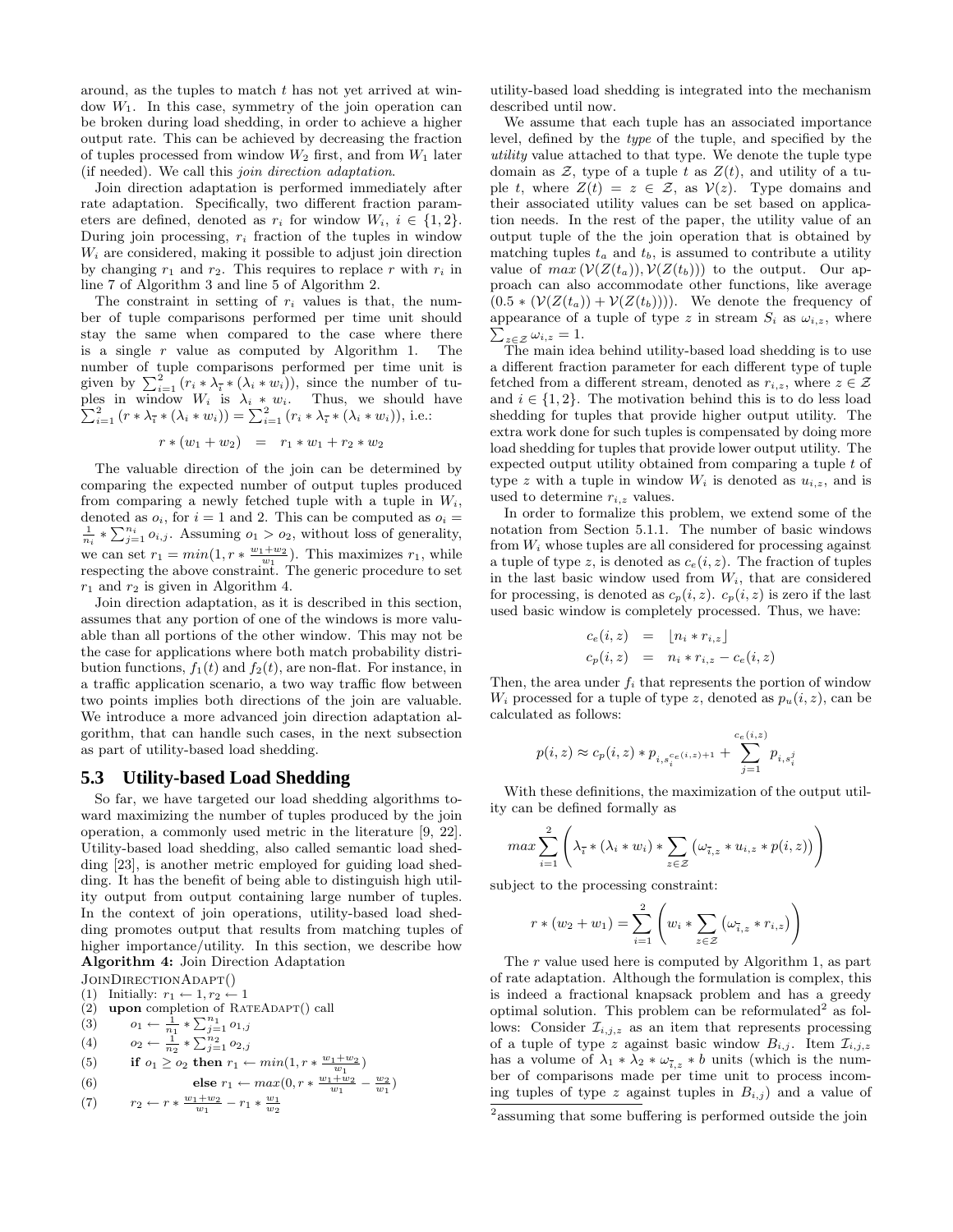around, as the tuples to match $t$ has not yet arrived at window $W_1$. In this case, symmetry of the join operation can be broken during load shedding, in order to achieve a higher output rate. This can be achieved by decreasing the fraction of tuples processed from window $W_2$ first, and from $W_1$ later (if needed). We call this *join direction adaptation*.

Join direction adaptation is performed immediately after rate adaptation. Specifically, two different fraction parameters are defined, denoted as $r_i$ for window $W_i$, $i \in \{1, 2\}$. During join processing, $r_i$ fraction of the tuples in window $W_i$ are considered, making it possible to adjust join direction by changing $r_1$ and $r_2$. This requires to replace $r$ with $r_i$ in line 7 of Algorithm 3 and line 5 of Algorithm 2.

The constraint in setting of $r_i$ values is that, the number of tuple comparisons performed per time unit should stay the same when compared to the case where there is a single $r$ value as computed by Algorithm 1. The number of tuple comparisons performed per time unit is given by $\sum_{i=1}^{2} (r_i * \lambda_{\bar{i}} * (\lambda_i * w_i))$, since the number of tuples in window $W_i$ is $\lambda_i * w_i$. Thus, we should have $\sum_{i=1}^{2} (r * \lambda_{\bar{i}} * (\lambda_i * w_i)) = \sum_{i=1}^{2} (r_i * \lambda_{\bar{i}} * (\lambda_i * w_i))$, i.e.:

$$r * (w_1 + w_2) \;\; = \;\; r_1 * w_1 + r_2 * w_2$$

The valuable direction of the join can be determined by comparing the expected number of output tuples produced from comparing a newly fetched tuple with a tuple in $W_i$, denoted as $o_i$, for $i = 1$ and 2. This can be computed as $o_i = \frac{1}{n_i} * \sum_{j=1}^{n_i} o_{i,j}$. Assuming $o_1 > o_2$, without loss of generality, we can set $r_1 = min(1, r * \frac{w_1+w_2}{w_1})$. This maximizes $r_1$, while respecting the above constraint. The generic procedure to set $r_1$ and $r_2$ is given in Algorithm 4.

Join direction adaptation, as it is described in this section, assumes that any portion of one of the windows is more valuable than all portions of the other window. This may not be the case for applications where both match probability distribution functions, $f_1(t)$ and $f_2(t)$, are non-flat. For instance, in a traffic application scenario, a two way traffic flow between two points implies both directions of the join are valuable. We introduce a more advanced join direction adaptation algorithm, that can handle such cases, in the next subsection as part of utility-based load shedding.

## 5.3 Utility-based Load Shedding

So far, we have targeted our load shedding algorithms toward maximizing the number of tuples produced by the join operation, a commonly used metric in the literature [9, 22]. Utility-based load shedding, also called semantic load shedding [23], is another metric employed for guiding load shedding. It has the benefit of being able to distinguish high utility output from output containing large number of tuples. In the context of join operations, utility-based load shedding promotes output that results from matching tuples of higher importance/utility. In this section, we describe how utility-based load shedding is integrated into the mechanism described until now.

**Algorithm 4:** Join Direction Adaptation

JoinDirectionAdapt()
(1) Initially: $r_1 \leftarrow 1, r_2 \leftarrow 1$
(2) **upon** completion of RateAdapt() call
(3) $\quad o_1 \leftarrow \frac{1}{n_1} * \sum_{j=1}^{n_1} o_{1,j}$
(4) $\quad o_2 \leftarrow \frac{1}{n_2} * \sum_{j=1}^{n_2} o_{2,j}$
(5) $\quad$ **if** $o_1 \geq o_2$ **then** $r_1 \leftarrow min(1, r * \frac{w_1+w_2}{w_1})$
(6) $\quad\quad$ **else** $r_1 \leftarrow max(0, r * \frac{w_1+w_2}{w_1} - \frac{w_2}{w_1})$
(7) $\quad r_2 \leftarrow r * \frac{w_1+w_2}{w_1} - r_1 * \frac{w_1}{w_2}$

We assume that each tuple has an associated importance level, defined by the *type* of the tuple, and specified by the *utility* value attached to that type. We denote the tuple type domain as $\mathcal{Z}$, type of a tuple $t$ as $Z(t)$, and utility of a tuple $t$, where $Z(t) = z \in \mathcal{Z}$, as $\mathcal{V}(z)$. Type domains and their associated utility values can be set based on application needs. In the rest of the paper, the utility value of an output tuple of the the join operation that is obtained by matching tuples $t_a$ and $t_b$, is assumed to contribute a utility value of $max(\mathcal{V}(Z(t_a)), \mathcal{V}(Z(t_b)))$ to the output. Our approach can also accommodate other functions, like average $(0.5 * (\mathcal{V}(Z(t_a)) + \mathcal{V}(Z(t_b))))$. We denote the frequency of appearance of a tuple of type $z$ in stream $S_i$ as $\omega_{i,z}$, where $\sum_{z \in \mathcal{Z}} \omega_{i,z} = 1$.

The main idea behind utility-based load shedding is to use a different fraction parameter for each different type of tuple fetched from a different stream, denoted as $r_{i,z}$, where $z \in \mathcal{Z}$ and $i \in \{1, 2\}$. The motivation behind this is to do less load shedding for tuples that provide higher output utility. The extra work done for such tuples is compensated by doing more load shedding for tuples that provide lower output utility. The expected output utility obtained from comparing a tuple $t$ of type $z$ with a tuple in window $W_i$ is denoted as $u_{i,z}$, and is used to determine $r_{i,z}$ values.

In order to formalize this problem, we extend some of the notation from Section 5.1.1. The number of basic windows from $W_i$ whose tuples are all considered for processing against a tuple of type $z$, is denoted as $c_e(i, z)$. The fraction of tuples in the last basic window used from $W_i$, that are considered for processing, is denoted as $c_p(i, z)$. $c_p(i, z)$ is zero if the last used basic window is completely processed. Thus, we have:

$$\begin{aligned} c_e(i, z) &= \lfloor n_i * r_{i,z} \rfloor \\ c_p(i, z) &= n_i * r_{i,z} - c_e(i, z) \end{aligned}$$

Then, the area under $f_i$ that represents the portion of window $W_i$ processed for a tuple of type $z$, denoted as $p_u(i, z)$, can be calculated as follows:

$$p(i, z) \approx c_p(i, z) * p_{i, s_i^{c_e(i,z)+1}} + \sum_{j=1}^{c_e(i,z)} p_{i, s_i^j}$$

With these definitions, the maximization of the output utility can be defined formally as

$$max \sum_{i=1}^{2} \left( \lambda_{\bar{i}} * (\lambda_i * w_i) * \sum_{z \in \mathcal{Z}} \left( \omega_{\bar{i},z} * u_{i,z} * p(i, z) \right) \right)$$

subject to the processing constraint:

$$r * (w_2 + w_1) = \sum_{i=1}^{2} \left( w_i * \sum_{z \in \mathcal{Z}} \left( \omega_{\bar{i},z} * r_{i,z} \right) \right)$$

The $r$ value used here is computed by Algorithm 1, as part of rate adaptation. Although the formulation is complex, this is indeed a fractional knapsack problem and has a greedy optimal solution. This problem can be reformulated[2] as follows: Consider $\mathcal{I}_{i,j,z}$ as an item that represents processing of a tuple of type $z$ against basic window $B_{i,j}$. Item $\mathcal{I}_{i,j,z}$ has a volume of $\lambda_1 * \lambda_2 * \omega_{\bar{i},z} * b$ units (which is the number of comparisons made per time unit to process incoming tuples of type $z$ against tuples in $B_{i,j}$) and a value of

[2]assuming that some buffering is performed outside the join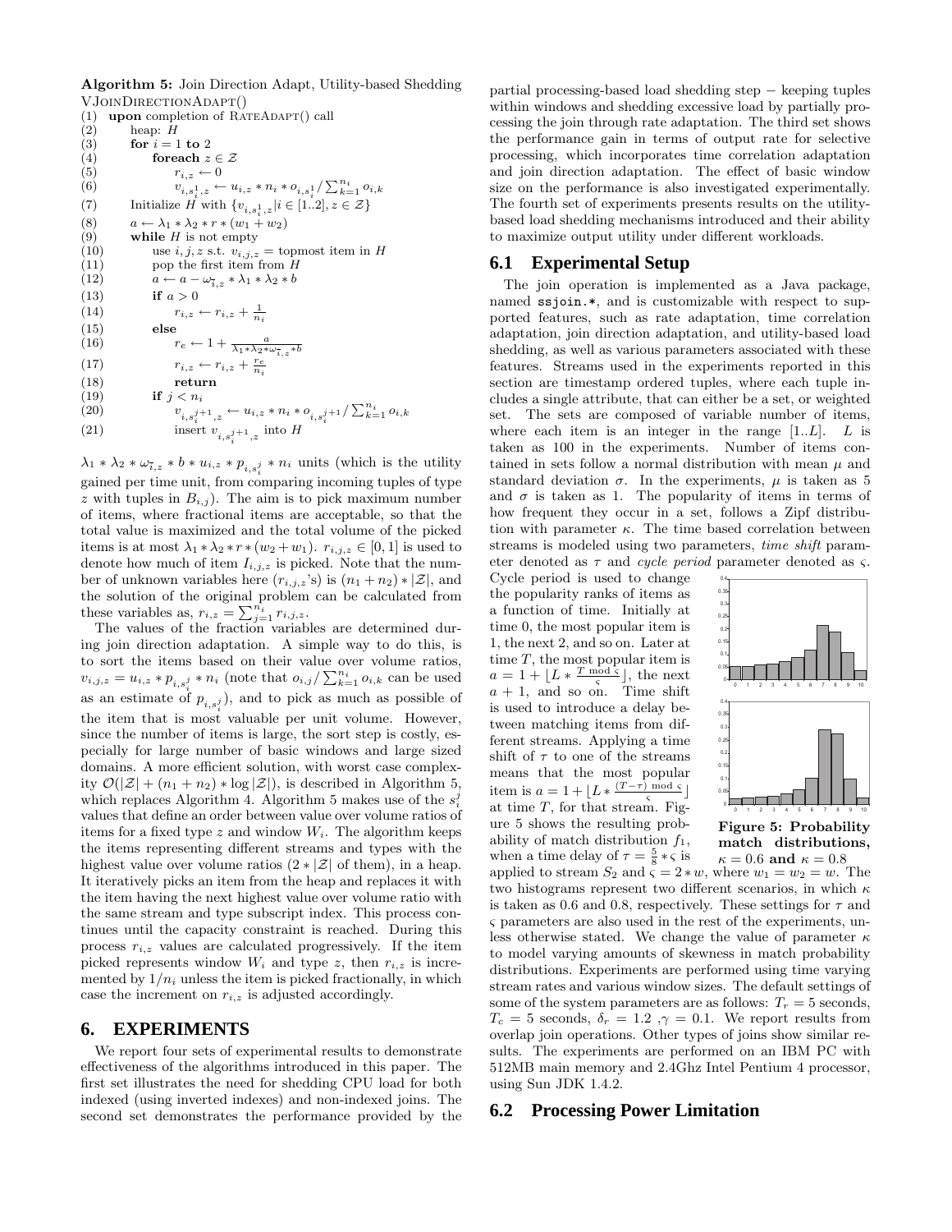**Algorithm 5:** Join Direction Adapt, Utility-based Shedding
VJoinDirectionAdapt()

```
(1)  upon completion of RateAdapt() call
(2)      heap: H
(3)      for i = 1 to 2
(4)          foreach z ∈ Z
(5)              r_{i,z} ← 0
(6)              v_{i,s_i^1,z} ← u_{i,z} * n_i * o_{i,s_i^1} / Σ_{k=1}^{n_i} o_{i,k}
(7)      Initialize H with {v_{i,s_i^1,z} | i ∈ [1..2], z ∈ Z}
(8)      a ← λ1 * λ2 * r * (w1 + w2)
(9)      while H is not empty
(10)         use i, j, z s.t. v_{i,j,z} = topmost item in H
(11)         pop the first item from H
(12)         a ← a − ω_{ī,z} * λ1 * λ2 * b
(13)         if a > 0
(14)             r_{i,z} ← r_{i,z} + 1/n_i
(15)         else
(16)             r_e ← 1 + a / (λ1 * λ2 * ω_{ī,z} * b)
(17)             r_{i,z} ← r_{i,z} + r_e/n_i
(18)             return
(19)         if j < n_i
(20)             v_{i,s_i^{j+1},z} ← u_{i,z} * n_i * o_{i,s_i^{j+1}} / Σ_{k=1}^{n_i} o_{i,k}
(21)             insert v_{i,s_i^{j+1},z} into H
```

$\lambda_1 * \lambda_2 * \omega_{\bar{i},z} * b * u_{i,z} * p_{i,s_i^j} * n_i$ units (which is the utility gained per time unit, from comparing incoming tuples of type $z$ with tuples in $B_{i,j}$). The aim is to pick maximum number of items, where fractional items are acceptable, so that the total value is maximized and the total volume of the picked items is at most $\lambda_1 * \lambda_2 * r * (w_2 + w_1)$. $r_{i,j,z} \in [0, 1]$ is used to denote how much of item $I_{i,j,z}$ is picked. Note that the number of unknown variables here ($r_{i,j,z}$'s) is $(n_1 + n_2) * |\mathcal{Z}|$, and the solution of the original problem can be calculated from these variables as, $r_{i,z} = \sum_{j=1}^{n_i} r_{i,j,z}$.

The values of the fraction variables are determined during join direction adaptation. A simple way to do this, is to sort the items based on their value over volume ratios, $v_{i,j,z} = u_{i,z} * p_{i,s_i^j} * n_i$ (note that $o_{i,j} / \sum_{k=1}^{n_i} o_{i,k}$ can be used as an estimate of $p_{i,s_i^j}$), and to pick as much as possible of the item that is most valuable per unit volume. However, since the number of items is large, the sort step is costly, especially for large number of basic windows and large sized domains. A more efficient solution, with worst case complexity $\mathcal{O}(|\mathcal{Z}| + (n_1 + n_2) * \log |\mathcal{Z}|)$, is described in Algorithm 5, which replaces Algorithm 4. Algorithm 5 makes use of the $s_i^j$ values that define an order between value over volume ratios of items for a fixed type $z$ and window $W_i$. The algorithm keeps the items representing different streams and types with the highest value over volume ratios ($2 * |\mathcal{Z}|$ of them), in a heap. It iteratively picks an item from the heap and replaces it with the item having the next highest value over volume ratio with the same stream and type subscript index. This process continues until the capacity constraint is reached. During this process $r_{i,z}$ values are calculated progressively. If the item picked represents window $W_i$ and type $z$, then $r_{i,z}$ is incremented by $1/n_i$ unless the item is picked fractionally, in which case the increment on $r_{i,z}$ is adjusted accordingly.

# 6. EXPERIMENTS

We report four sets of experimental results to demonstrate effectiveness of the algorithms introduced in this paper. The first set illustrates the need for shedding CPU load for both indexed (using inverted indexes) and non-indexed joins. The second set demonstrates the performance provided by the partial processing-based load shedding step − keeping tuples within windows and shedding excessive load by partially processing the join through rate adaptation. The third set shows the performance gain in terms of output rate for selective processing, which incorporates time correlation adaptation and join direction adaptation. The effect of basic window size on the performance is also investigated experimentally. The fourth set of experiments presents results on the utility-based load shedding mechanisms introduced and their ability to maximize output utility under different workloads.

## 6.1 Experimental Setup

The join operation is implemented as a Java package, named `ssjoin.*`, and is customizable with respect to supported features, such as rate adaptation, time correlation adaptation, join direction adaptation, and utility-based load shedding, as well as various parameters associated with these features. Streams used in the experiments reported in this section are timestamp ordered tuples, where each tuple includes a single attribute, that can either be a set, or weighted set. The sets are composed of variable number of items, where each item is an integer in the range $[1..L]$. $L$ is taken as 100 in the experiments. Number of items contained in sets follow a normal distribution with mean $\mu$ and standard deviation $\sigma$. In the experiments, $\mu$ is taken as 5 and $\sigma$ is taken as 1. The popularity of items in terms of how frequent they occur in a set, follows a Zipf distribution with parameter $\kappa$. The time based correlation between streams is modeled using two parameters, *time shift* parameter denoted as $\tau$ and *cycle period* parameter denoted as $\varsigma$. Cycle period is used to change the popularity ranks of items as a function of time. Initially at time 0, the most popular item is 1, the next 2, and so on. Later at time $T$, the most popular item is $a = 1 + \lfloor L * \frac{T \bmod \varsigma}{\varsigma} \rfloor$, the next $a + 1$, and so on. Time shift is used to introduce a delay between matching items from different streams. Applying a time shift of $\tau$ to one of the streams means that the most popular item is $a = 1 + \lfloor L * \frac{(T-\tau) \bmod \varsigma}{\varsigma} \rfloor$ at time $T$, for that stream. Figure 5 shows the resulting probability of match distribution $f_1$, when a time delay of $\tau = \frac{5}{8} * \varsigma$ is applied to stream $S_2$ and $\varsigma = 2 * w$, where $w_1 = w_2 = w$. The two histograms represent two different scenarios, in which $\kappa$ is taken as 0.6 and 0.8, respectively. These settings for $\tau$ and $\varsigma$ parameters are also used in the rest of the experiments, unless otherwise stated. We change the value of parameter $\kappa$ to model varying amounts of skewness in match probability distributions. Experiments are performed using time varying stream rates and various window sizes. The default settings of some of the system parameters are as follows: $T_r = 5$ seconds, $T_c = 5$ seconds, $\delta_r = 1.2$, $\gamma = 0.1$. We report results from overlap join operations. Other types of joins show similar results. The experiments are performed on an IBM PC with 512MB main memory and 2.4Ghz Intel Pentium 4 processor, using Sun JDK 1.4.2.

**Figure 5: Probability match distributions, $\kappa = 0.6$ and $\kappa = 0.8$**

## 6.2 Processing Power Limitation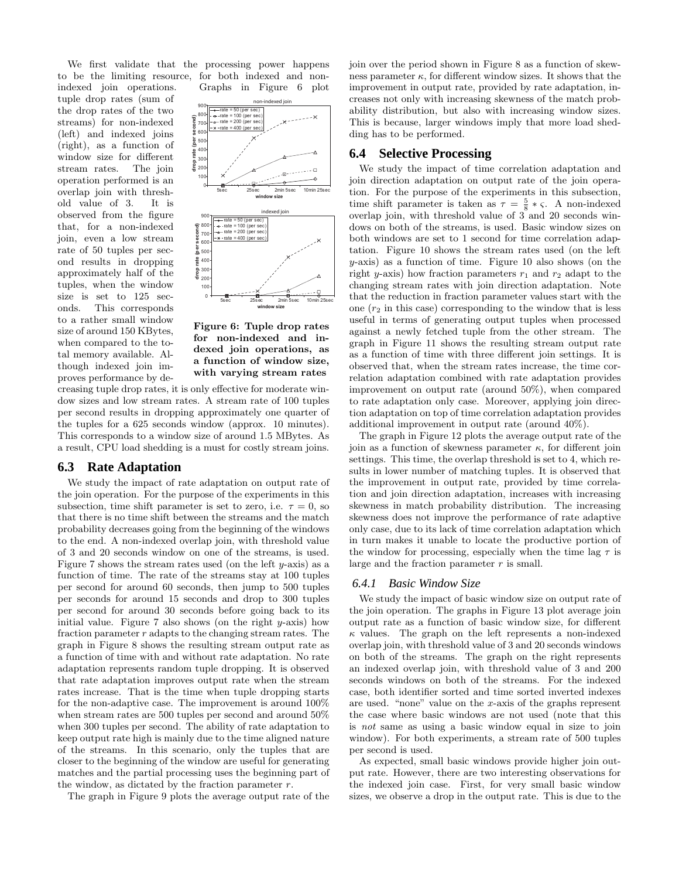We first validate that the processing power happens to be the limiting resource, for both indexed and non-indexed join operations. Graphs in Figure 6 plot tuple drop rates (sum of the drop rates of the two streams) for non-indexed (left) and indexed joins (right), as a function of window size for different stream rates. The join operation performed is an overlap join with threshold value of 3. It is observed from the figure that, for a non-indexed join, even a low stream rate of 50 tuples per second results in dropping approximately half of the tuples, when the window size is set to 125 seconds. This corresponds to a rather small window size of around 150 KBytes, when compared to the total memory available. Although indexed join improves performance by decreasing tuple drop rates, it is only effective for moderate window sizes and low stream rates. A stream rate of 100 tuples per second results in dropping approximately one quarter of the tuples for a 625 seconds window (approx. 10 minutes). This corresponds to a window size of around 1.5 MBytes. As a result, CPU load shedding is a must for costly stream joins.

**Figure 6: Tuple drop rates for non-indexed and indexed join operations, as a function of window size, with varying stream rates**

## 6.3 Rate Adaptation

We study the impact of rate adaptation on output rate of the join operation. For the purpose of the experiments in this subsection, time shift parameter is set to zero, i.e. $\tau = 0$, so that there is no time shift between the streams and the match probability decreases going from the beginning of the windows to the end. A non-indexed overlap join, with threshold value of 3 and 20 seconds window on one of the streams, is used. Figure 7 shows the stream rates used (on the left $y$-axis) as a function of time. The rate of the streams stay at 100 tuples per second for around 60 seconds, then jump to 500 tuples per seconds for around 15 seconds and drop to 300 tuples per second for around 30 seconds before going back to its initial value. Figure 7 also shows (on the right $y$-axis) how fraction parameter $r$ adapts to the changing stream rates. The graph in Figure 8 shows the resulting stream output rate as a function of time with and without rate adaptation. No rate adaptation represents random tuple dropping. It is observed that rate adaptation improves output rate when the stream rates increase. That is the time when tuple dropping starts for the non-adaptive case. The improvement is around 100% when stream rates are 500 tuples per second and around 50% when 300 tuples per second. The ability of rate adaptation to keep output rate high is mainly due to the time aligned nature of the streams. In this scenario, only the tuples that are closer to the beginning of the window are useful for generating matches and the partial processing uses the beginning part of the window, as dictated by the fraction parameter $r$.

The graph in Figure 9 plots the average output rate of the join over the period shown in Figure 8 as a function of skewness parameter $\kappa$, for different window sizes. It shows that the improvement in output rate, provided by rate adaptation, increases not only with increasing skewness of the match probability distribution, but also with increasing window sizes. This is because, larger windows imply that more load shedding has to be performed.

## 6.4 Selective Processing

We study the impact of time correlation adaptation and join direction adaptation on output rate of the join operation. For the purpose of the experiments in this subsection, time shift parameter is taken as $\tau = \frac{5}{8} * \varsigma$. A non-indexed overlap join, with threshold value of 3 and 20 seconds windows on both of the streams, is used. Basic window sizes on both windows are set to 1 second for time correlation adaptation. Figure 10 shows the stream rates used (on the left $y$-axis) as a function of time. Figure 10 also shows (on the right $y$-axis) how fraction parameters $r_1$ and $r_2$ adapt to the changing stream rates with join direction adaptation. Note that the reduction in fraction parameter values start with the one ($r_2$ in this case) corresponding to the window that is less useful in terms of generating output tuples when processed against a newly fetched tuple from the other stream. The graph in Figure 11 shows the resulting stream output rate as a function of time with three different join settings. It is observed that, when the stream rates increase, the time correlation adaptation combined with rate adaptation provides improvement on output rate (around 50%), when compared to rate adaptation only case. Moreover, applying join direction adaptation on top of time correlation adaptation provides additional improvement in output rate (around 40%).

The graph in Figure 12 plots the average output rate of the join as a function of skewness parameter $\kappa$, for different join settings. This time, the overlap threshold is set to 4, which results in lower number of matching tuples. It is observed that the improvement in output rate, provided by time correlation and join direction adaptation, increases with increasing skewness in match probability distribution. The increasing skewness does not improve the performance of rate adaptive only case, due to its lack of time correlation adaptation which in turn makes it unable to locate the productive portion of the window for processing, especially when the time lag $\tau$ is large and the fraction parameter $r$ is small.

### 6.4.1 Basic Window Size

We study the impact of basic window size on output rate of the join operation. The graphs in Figure 13 plot average join output rate as a function of basic window size, for different $\kappa$ values. The graph on the left represents a non-indexed overlap join, with threshold value of 3 and 20 seconds windows on both of the streams. The graph on the right represents an indexed overlap join, with threshold value of 3 and 200 seconds windows on both of the streams. For the indexed case, both identifier sorted and time sorted inverted indexes are used. "none" value on the $x$-axis of the graphs represent the case where basic windows are not used (note that this is *not* same as using a basic window equal in size to join window). For both experiments, a stream rate of 500 tuples per second is used.

As expected, small basic windows provide higher join output rate. However, there are two interesting observations for the indexed join case. First, for very small basic window sizes, we observe a drop in the output rate. This is due to the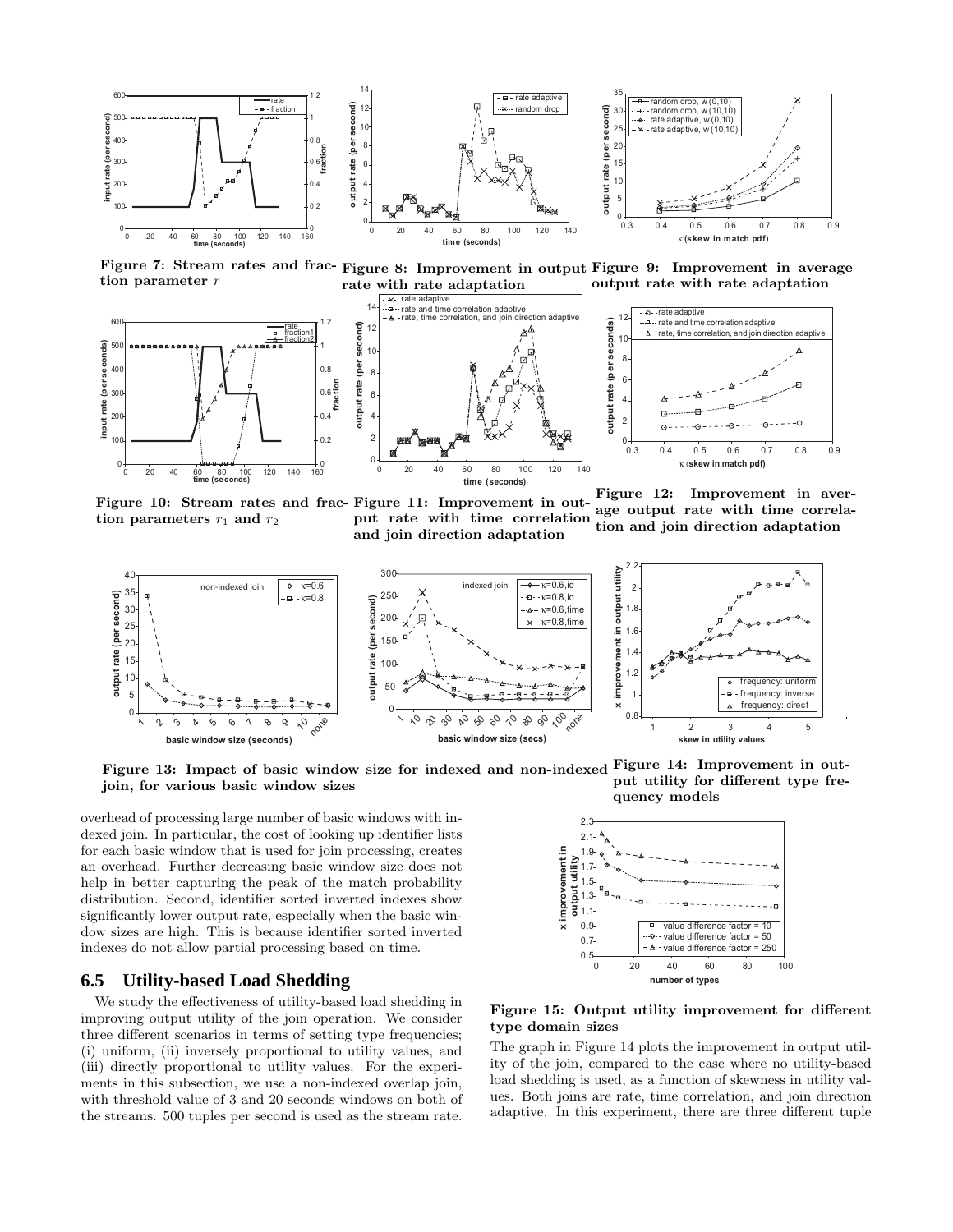Figure 7: Stream rates and fraction parameter $r$

Figure 8: Improvement in output rate with rate adaptation

Figure 9: Improvement in average output rate with rate adaptation

Figure 10: Stream rates and fraction parameters $r_1$ and $r_2$

Figure 11: Improvement in output rate with time correlation and join direction adaptation

Figure 12: Improvement in average output rate with time correlation and join direction adaptation

Figure 13: Impact of basic window size for indexed and non-indexed join, for various basic window sizes

Figure 14: Improvement in output utility for different type frequency models

overhead of processing large number of basic windows with indexed join. In particular, the cost of looking up identifier lists for each basic window that is used for join processing, creates an overhead. Further decreasing basic window size does not help in better capturing the peak of the match probability distribution. Second, identifier sorted inverted indexes show significantly lower output rate, especially when the basic window sizes are high. This is because identifier sorted inverted indexes do not allow partial processing based on time.

## 6.5 Utility-based Load Shedding

We study the effectiveness of utility-based load shedding in improving output utility of the join operation. We consider three different scenarios in terms of setting type frequencies; (i) uniform, (ii) inversely proportional to utility values, and (iii) directly proportional to utility values. For the experiments in this subsection, we use a non-indexed overlap join, with threshold value of 3 and 20 seconds windows on both of the streams. 500 tuples per second is used as the stream rate.

Figure 15: Output utility improvement for different type domain sizes

The graph in Figure 14 plots the improvement in output utility of the join, compared to the case where no utility-based load shedding is used, as a function of skewness in utility values. Both joins are rate, time correlation, and join direction adaptive. In this experiment, there are three different tuple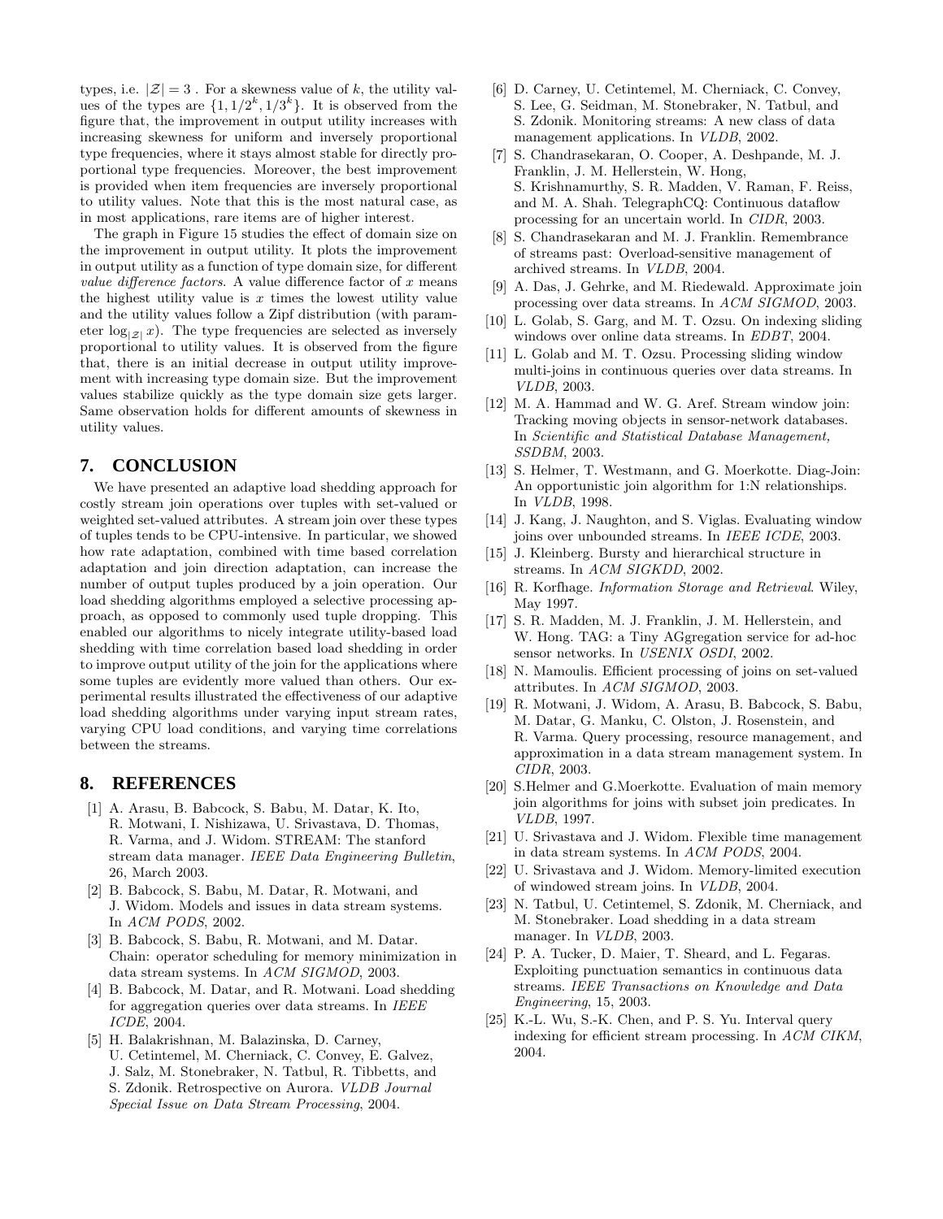types, i.e. $|\mathcal{Z}| = 3$ . For a skewness value of $k$, the utility values of the types are $\{1, 1/2^k, 1/3^k\}$. It is observed from the figure that, the improvement in output utility increases with increasing skewness for uniform and inversely proportional type frequencies, where it stays almost stable for directly proportional type frequencies. Moreover, the best improvement is provided when item frequencies are inversely proportional to utility values. Note that this is the most natural case, as in most applications, rare items are of higher interest.

The graph in Figure 15 studies the effect of domain size on the improvement in output utility. It plots the improvement in output utility as a function of type domain size, for different *value difference factors*. A value difference factor of $x$ means the highest utility value is $x$ times the lowest utility value and the utility values follow a Zipf distribution (with parameter $\log_{|\mathcal{Z}|} x$). The type frequencies are selected as inversely proportional to utility values. It is observed from the figure that, there is an initial decrease in output utility improvement with increasing type domain size. But the improvement values stabilize quickly as the type domain size gets larger. Same observation holds for different amounts of skewness in utility values.

## 7. CONCLUSION

We have presented an adaptive load shedding approach for costly stream join operations over tuples with set-valued or weighted set-valued attributes. A stream join over these types of tuples tends to be CPU-intensive. In particular, we showed how rate adaptation, combined with time based correlation adaptation and join direction adaptation, can increase the number of output tuples produced by a join operation. Our load shedding algorithms employed a selective processing approach, as opposed to commonly used tuple dropping. This enabled our algorithms to nicely integrate utility-based load shedding with time correlation based load shedding in order to improve output utility of the join for the applications where some tuples are evidently more valued than others. Our experimental results illustrated the effectiveness of our adaptive load shedding algorithms under varying input stream rates, varying CPU load conditions, and varying time correlations between the streams.

## 8. REFERENCES

[1] A. Arasu, B. Babcock, S. Babu, M. Datar, K. Ito, R. Motwani, I. Nishizawa, U. Srivastava, D. Thomas, R. Varma, and J. Widom. STREAM: The stanford stream data manager. *IEEE Data Engineering Bulletin*, 26, March 2003.

[2] B. Babcock, S. Babu, M. Datar, R. Motwani, and J. Widom. Models and issues in data stream systems. In *ACM PODS*, 2002.

[3] B. Babcock, S. Babu, R. Motwani, and M. Datar. Chain: operator scheduling for memory minimization in data stream systems. In *ACM SIGMOD*, 2003.

[4] B. Babcock, M. Datar, and R. Motwani. Load shedding for aggregation queries over data streams. In *IEEE ICDE*, 2004.

[5] H. Balakrishnan, M. Balazinska, D. Carney, U. Cetintemel, M. Cherniack, C. Convey, E. Galvez, J. Salz, M. Stonebraker, N. Tatbul, R. Tibbetts, and S. Zdonik. Retrospective on Aurora. *VLDB Journal Special Issue on Data Stream Processing*, 2004.

[6] D. Carney, U. Cetintemel, M. Cherniack, C. Convey, S. Lee, G. Seidman, M. Stonebraker, N. Tatbul, and S. Zdonik. Monitoring streams: A new class of data management applications. In *VLDB*, 2002.

[7] S. Chandrasekaran, O. Cooper, A. Deshpande, M. J. Franklin, J. M. Hellerstein, W. Hong, S. Krishnamurthy, S. R. Madden, V. Raman, F. Reiss, and M. A. Shah. TelegraphCQ: Continuous dataflow processing for an uncertain world. In *CIDR*, 2003.

[8] S. Chandrasekaran and M. J. Franklin. Remembrance of streams past: Overload-sensitive management of archived streams. In *VLDB*, 2004.

[9] A. Das, J. Gehrke, and M. Riedewald. Approximate join processing over data streams. In *ACM SIGMOD*, 2003.

[10] L. Golab, S. Garg, and M. T. Ozsu. On indexing sliding windows over online data streams. In *EDBT*, 2004.

[11] L. Golab and M. T. Ozsu. Processing sliding window multi-joins in continuous queries over data streams. In *VLDB*, 2003.

[12] M. A. Hammad and W. G. Aref. Stream window join: Tracking moving objects in sensor-network databases. In *Scientific and Statistical Database Management, SSDBM*, 2003.

[13] S. Helmer, T. Westmann, and G. Moerkotte. Diag-Join: An opportunistic join algorithm for 1:N relationships. In *VLDB*, 1998.

[14] J. Kang, J. Naughton, and S. Viglas. Evaluating window joins over unbounded streams. In *IEEE ICDE*, 2003.

[15] J. Kleinberg. Bursty and hierarchical structure in streams. In *ACM SIGKDD*, 2002.

[16] R. Korfhage. *Information Storage and Retrieval*. Wiley, May 1997.

[17] S. R. Madden, M. J. Franklin, J. M. Hellerstein, and W. Hong. TAG: a Tiny AGgregation service for ad-hoc sensor networks. In *USENIX OSDI*, 2002.

[18] N. Mamoulis. Efficient processing of joins on set-valued attributes. In *ACM SIGMOD*, 2003.

[19] R. Motwani, J. Widom, A. Arasu, B. Babcock, S. Babu, M. Datar, G. Manku, C. Olston, J. Rosenstein, and R. Varma. Query processing, resource management, and approximation in a data stream management system. In *CIDR*, 2003.

[20] S.Helmer and G.Moerkotte. Evaluation of main memory join algorithms for joins with subset join predicates. In *VLDB*, 1997.

[21] U. Srivastava and J. Widom. Flexible time management in data stream systems. In *ACM PODS*, 2004.

[22] U. Srivastava and J. Widom. Memory-limited execution of windowed stream joins. In *VLDB*, 2004.

[23] N. Tatbul, U. Cetintemel, S. Zdonik, M. Cherniack, and M. Stonebraker. Load shedding in a data stream manager. In *VLDB*, 2003.

[24] P. A. Tucker, D. Maier, T. Sheard, and L. Fegaras. Exploiting punctuation semantics in continuous data streams. *IEEE Transactions on Knowledge and Data Engineering*, 15, 2003.

[25] K.-L. Wu, S.-K. Chen, and P. S. Yu. Interval query indexing for efficient stream processing. In *ACM CIKM*, 2004.